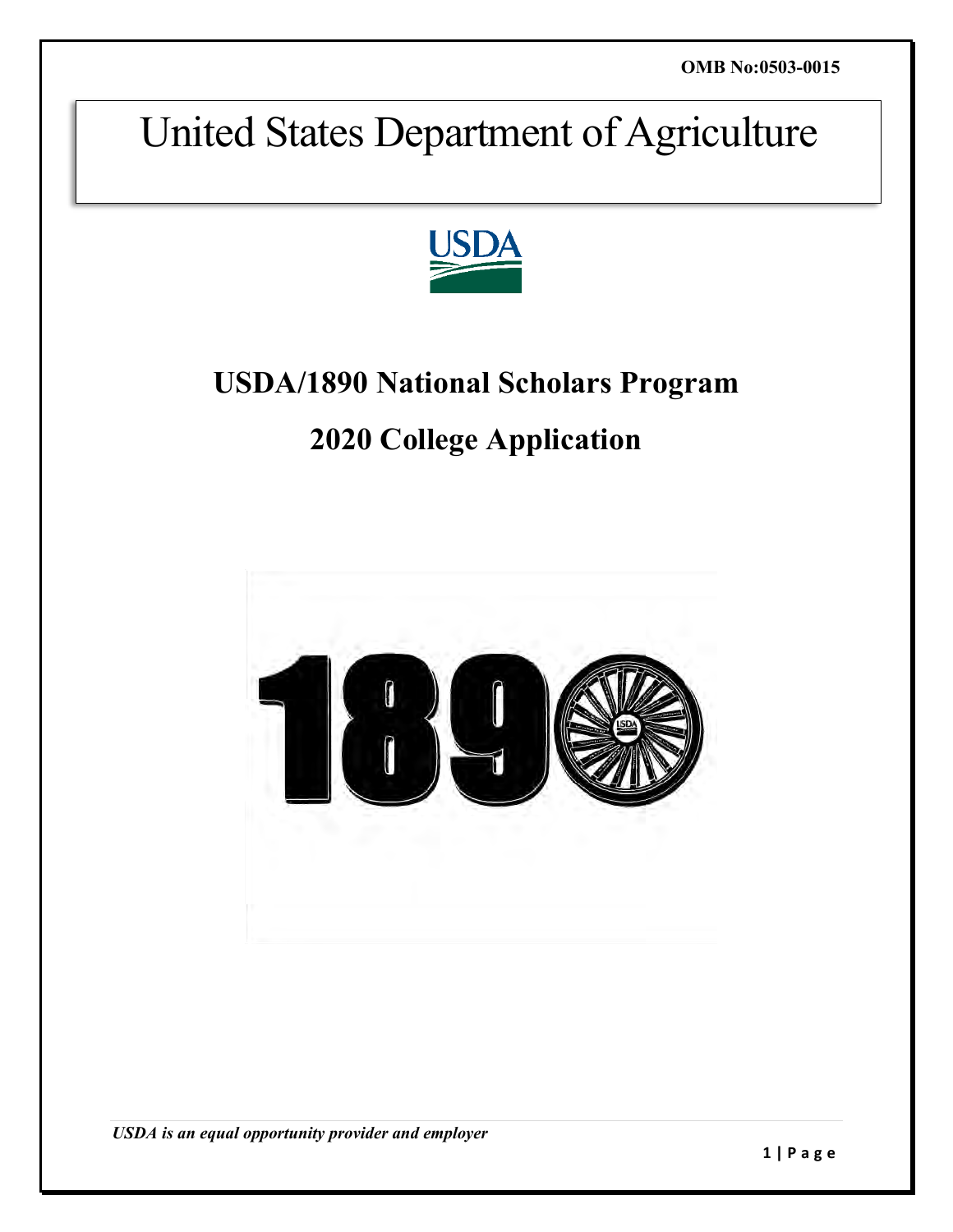OMB No:0503-0015

# United States Department of Agriculture

## USDA/1890 National Scholars Program

## 2020 College Application

*USDA is an equal opportunity provider and employer*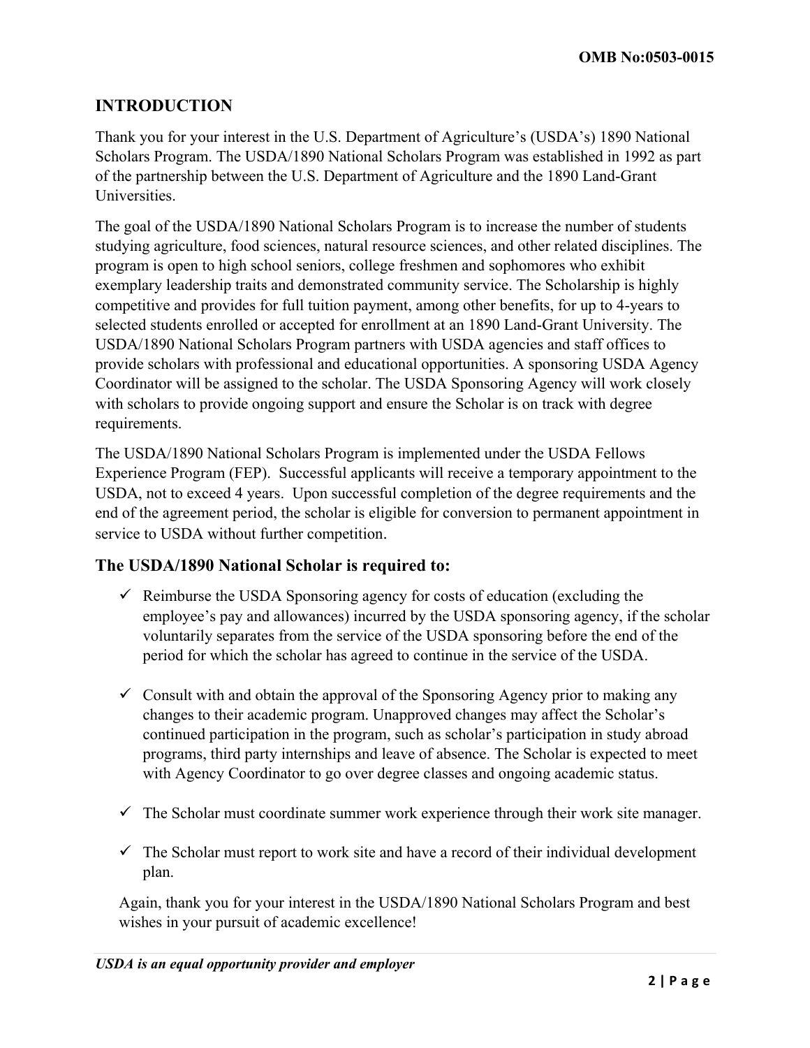## INTRODUCTION

Thank you for your interest in the U.S. Department of Agriculture's (USDA's) 1890 National Scholars Program. The USDA/1890 National Scholars Program was established in 1992 as part of the partnership between the U.S. Department of Agriculture and the 1890 Land-Grant Universities.

The goal of the USDA/1890 National Scholars Program is to increase the number of students studying agriculture, food sciences, natural resource sciences, and other related disciplines. The program is open to high school seniors, college freshmen and sophomores who exhibit exemplary leadership traits and demonstrated community service. The Scholarship is highly competitive and provides for full tuition payment, among other benefits, for up to 4-years to selected students enrolled or accepted for enrollment at an 1890 Land-Grant University. The USDA/1890 National Scholars Program partners with USDA agencies and staff offices to provide scholars with professional and educational opportunities. A sponsoring USDA Agency Coordinator will be assigned to the scholar. The USDA Sponsoring Agency will work closely with scholars to provide ongoing support and ensure the Scholar is on track with degree requirements.

The USDA/1890 National Scholars Program is implemented under the USDA Fellows Experience Program (FEP). Successful applicants will receive a temporary appointment to the USDA, not to exceed 4 years. Upon successful completion of the degree requirements and the end of the agreement period, the scholar is eligible for conversion to permanent appointment in service to USDA without further competition.

### The USDA/1890 National Scholar is required to:

- ✓ Reimburse the USDA Sponsoring agency for costs of education (excluding the employee's pay and allowances) incurred by the USDA sponsoring agency, if the scholar voluntarily separates from the service of the USDA sponsoring before the end of the period for which the scholar has agreed to continue in the service of the USDA.

- ✓ Consult with and obtain the approval of the Sponsoring Agency prior to making any changes to their academic program. Unapproved changes may affect the Scholar's continued participation in the program, such as scholar's participation in study abroad programs, third party internships and leave of absence. The Scholar is expected to meet with Agency Coordinator to go over degree classes and ongoing academic status.

- ✓ The Scholar must coordinate summer work experience through their work site manager.

- ✓ The Scholar must report to work site and have a record of their individual development plan.

Again, thank you for your interest in the USDA/1890 National Scholars Program and best wishes in your pursuit of academic excellence!

*USDA is an equal opportunity provider and employer*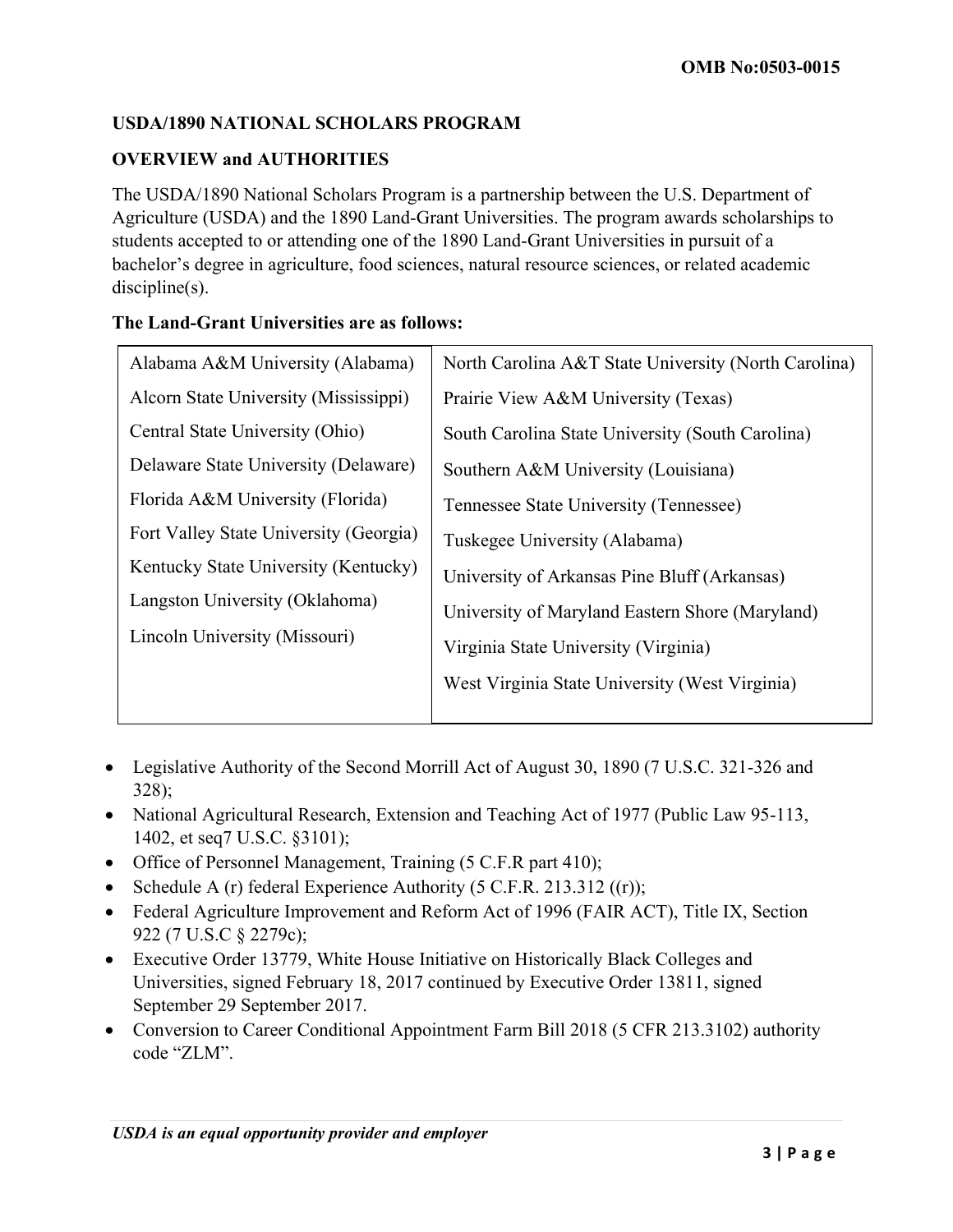## USDA/1890 NATIONAL SCHOLARS PROGRAM

### OVERVIEW and AUTHORITIES

The USDA/1890 National Scholars Program is a partnership between the U.S. Department of Agriculture (USDA) and the 1890 Land-Grant Universities. The program awards scholarships to students accepted to or attending one of the 1890 Land-Grant Universities in pursuit of a bachelor's degree in agriculture, food sciences, natural resource sciences, or related academic discipline(s).

**The Land-Grant Universities are as follows:**

| | |
|---|---|
| Alabama A&M University (Alabama) | North Carolina A&T State University (North Carolina) |
| Alcorn State University (Mississippi) | Prairie View A&M University (Texas) |
| Central State University (Ohio) | South Carolina State University (South Carolina) |
| Delaware State University (Delaware) | Southern A&M University (Louisiana) |
| Florida A&M University (Florida) | Tennessee State University (Tennessee) |
| Fort Valley State University (Georgia) | Tuskegee University (Alabama) |
| Kentucky State University (Kentucky) | University of Arkansas Pine Bluff (Arkansas) |
| Langston University (Oklahoma) | University of Maryland Eastern Shore (Maryland) |
| Lincoln University (Missouri) | Virginia State University (Virginia) |
| | West Virginia State University (West Virginia) |

- Legislative Authority of the Second Morrill Act of August 30, 1890 (7 U.S.C. 321-326 and 328);
- National Agricultural Research, Extension and Teaching Act of 1977 (Public Law 95-113, 1402, et seq7 U.S.C. §3101);
- Office of Personnel Management, Training (5 C.F.R part 410);
- Schedule A (r) federal Experience Authority (5 C.F.R. 213.312 ((r));
- Federal Agriculture Improvement and Reform Act of 1996 (FAIR ACT), Title IX, Section 922 (7 U.S.C § 2279c);
- Executive Order 13779, White House Initiative on Historically Black Colleges and Universities, signed February 18, 2017 continued by Executive Order 13811, signed September 29 September 2017.
- Conversion to Career Conditional Appointment Farm Bill 2018 (5 CFR 213.3102) authority code "ZLM".

*USDA is an equal opportunity provider and employer*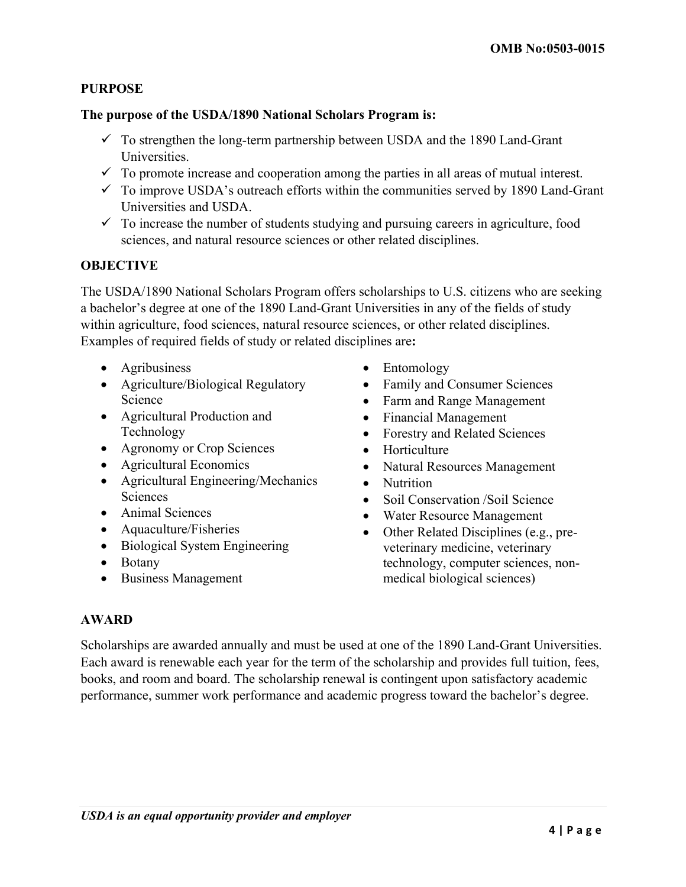## PURPOSE

**The purpose of the USDA/1890 National Scholars Program is:**

- ✓ To strengthen the long-term partnership between USDA and the 1890 Land-Grant Universities.
- ✓ To promote increase and cooperation among the parties in all areas of mutual interest.
- ✓ To improve USDA's outreach efforts within the communities served by 1890 Land-Grant Universities and USDA.
- ✓ To increase the number of students studying and pursuing careers in agriculture, food sciences, and natural resource sciences or other related disciplines.

## OBJECTIVE

The USDA/1890 National Scholars Program offers scholarships to U.S. citizens who are seeking a bachelor's degree at one of the 1890 Land-Grant Universities in any of the fields of study within agriculture, food sciences, natural resource sciences, or other related disciplines. Examples of required fields of study or related disciplines are**:**

- Agribusiness
- Agriculture/Biological Regulatory Science
- Agricultural Production and Technology
- Agronomy or Crop Sciences
- Agricultural Economics
- Agricultural Engineering/Mechanics Sciences
- Animal Sciences
- Aquaculture/Fisheries
- Biological System Engineering
- Botany
- Business Management
- Entomology
- Family and Consumer Sciences
- Farm and Range Management
- Financial Management
- Forestry and Related Sciences
- Horticulture
- Natural Resources Management
- Nutrition
- Soil Conservation /Soil Science
- Water Resource Management
- Other Related Disciplines (e.g., pre-veterinary medicine, veterinary technology, computer sciences, non-medical biological sciences)

## AWARD

Scholarships are awarded annually and must be used at one of the 1890 Land-Grant Universities. Each award is renewable each year for the term of the scholarship and provides full tuition, fees, books, and room and board. The scholarship renewal is contingent upon satisfactory academic performance, summer work performance and academic progress toward the bachelor's degree.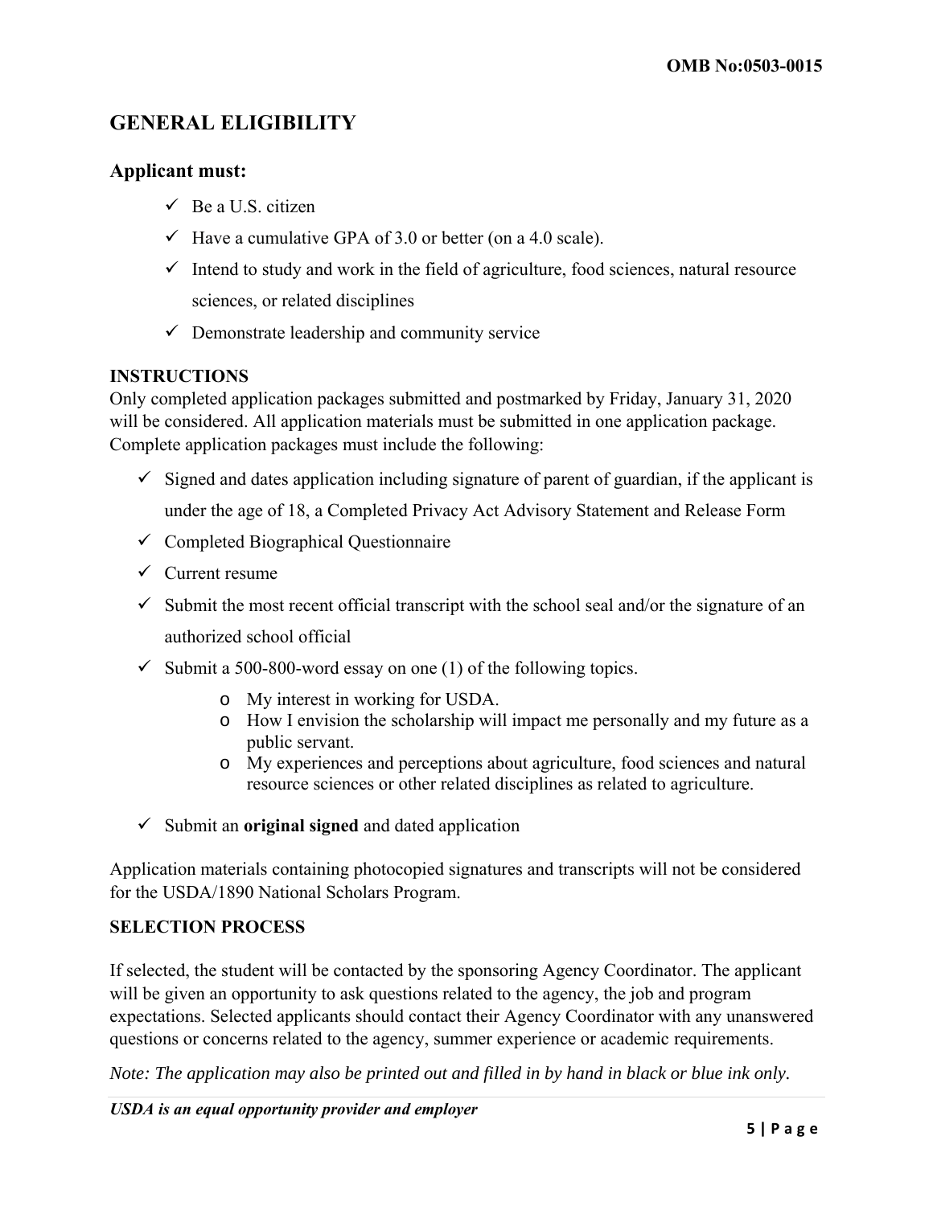## GENERAL ELIGIBILITY

### Applicant must:

- ✓ Be a U.S. citizen
- ✓ Have a cumulative GPA of 3.0 or better (on a 4.0 scale).
- ✓ Intend to study and work in the field of agriculture, food sciences, natural resource sciences, or related disciplines
- ✓ Demonstrate leadership and community service

**INSTRUCTIONS**

Only completed application packages submitted and postmarked by Friday, January 31, 2020 will be considered. All application materials must be submitted in one application package. Complete application packages must include the following:

- ✓ Signed and dates application including signature of parent of guardian, if the applicant is under the age of 18, a Completed Privacy Act Advisory Statement and Release Form
- ✓ Completed Biographical Questionnaire
- ✓ Current resume
- ✓ Submit the most recent official transcript with the school seal and/or the signature of an authorized school official
- ✓ Submit a 500-800-word essay on one (1) of the following topics.
  - o My interest in working for USDA.
  - o How I envision the scholarship will impact me personally and my future as a public servant.
  - o My experiences and perceptions about agriculture, food sciences and natural resource sciences or other related disciplines as related to agriculture.
- ✓ Submit an **original signed** and dated application

Application materials containing photocopied signatures and transcripts will not be considered for the USDA/1890 National Scholars Program.

**SELECTION PROCESS**

If selected, the student will be contacted by the sponsoring Agency Coordinator. The applicant will be given an opportunity to ask questions related to the agency, the job and program expectations. Selected applicants should contact their Agency Coordinator with any unanswered questions or concerns related to the agency, summer experience or academic requirements.

*Note: The application may also be printed out and filled in by hand in black or blue ink only.*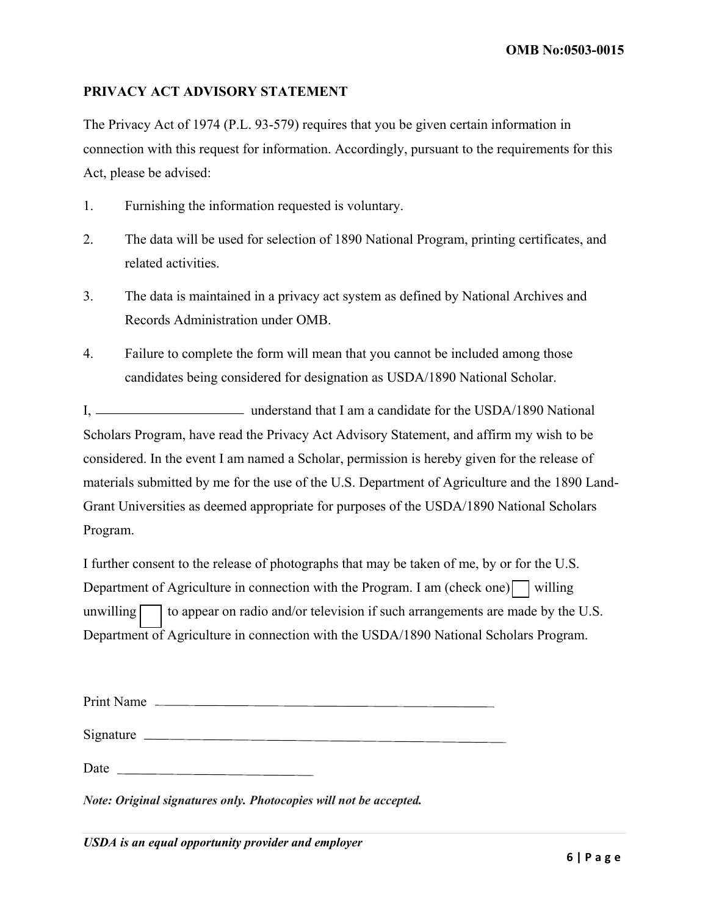OMB No:0503-0015

## PRIVACY ACT ADVISORY STATEMENT

The Privacy Act of 1974 (P.L. 93-579) requires that you be given certain information in connection with this request for information. Accordingly, pursuant to the requirements for this Act, please be advised:

1. Furnishing the information requested is voluntary.
2. The data will be used for selection of 1890 National Program, printing certificates, and related activities.
3. The data is maintained in a privacy act system as defined by National Archives and Records Administration under OMB.
4. Failure to complete the form will mean that you cannot be included among those candidates being considered for designation as USDA/1890 National Scholar.

I, ______________________ understand that I am a candidate for the USDA/1890 National Scholars Program, have read the Privacy Act Advisory Statement, and affirm my wish to be considered. In the event I am named a Scholar, permission is hereby given for the release of materials submitted by me for the use of the U.S. Department of Agriculture and the 1890 Land-Grant Universities as deemed appropriate for purposes of the USDA/1890 National Scholars Program.

I further consent to the release of photographs that may be taken of me, by or for the U.S. Department of Agriculture in connection with the Program. I am (check one) ☐ willing unwilling ☐ to appear on radio and/or television if such arrangements are made by the U.S. Department of Agriculture in connection with the USDA/1890 National Scholars Program.

Print Name ____________________________________________

Signature ______________________________________________

Date ____________________________

***Note: Original signatures only. Photocopies will not be accepted.***

***USDA is an equal opportunity provider and employer***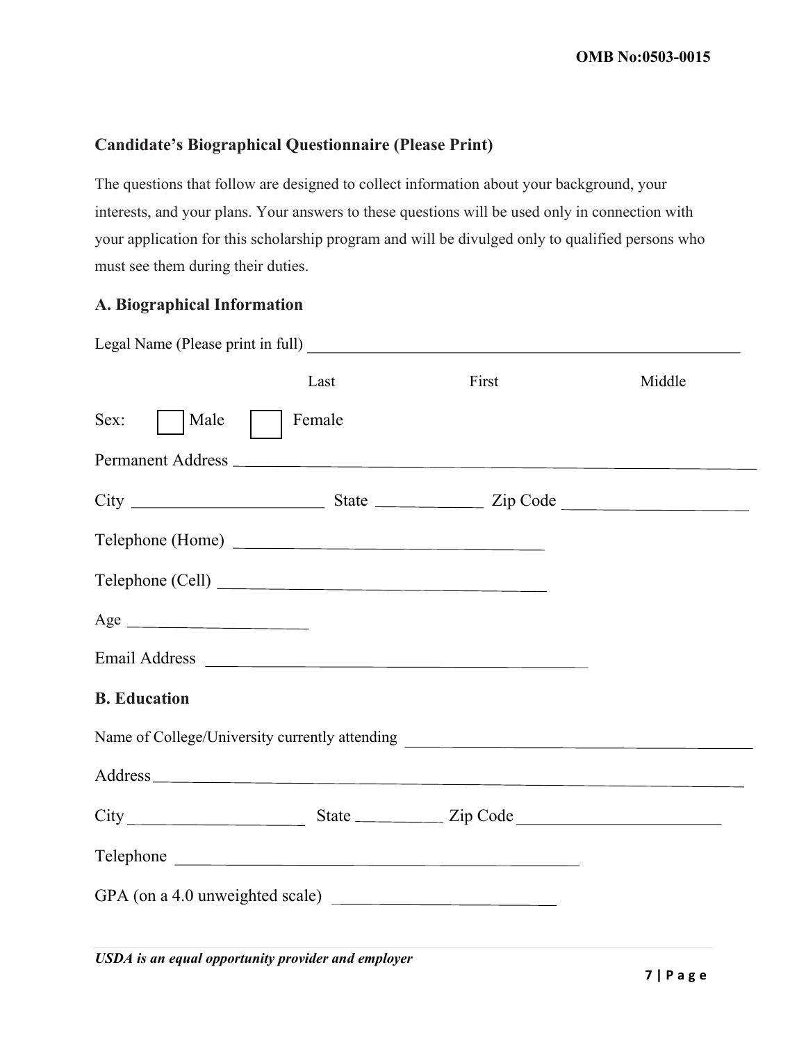OMB No:0503-0015

## Candidate's Biographical Questionnaire (Please Print)

The questions that follow are designed to collect information about your background, your interests, and your plans. Your answers to these questions will be used only in connection with your application for this scholarship program and will be divulged only to qualified persons who must see them during their duties.

### A. Biographical Information

Legal Name (Please print in full) ________________________________________________

Last First Middle

Sex: ☐ Male ☐ Female

Permanent Address ________________________________________________

City ______________________ State ____________ Zip Code ____________________

Telephone (Home) ________________________________

Telephone (Cell) ________________________________

Age ____________________

Email Address ________________________________________

### B. Education

Name of College/University currently attending ________________________________

Address ________________________________________________

City ____________________ State __________ Zip Code ______________________

Telephone ________________________________________

GPA (on a 4.0 unweighted scale) ________________________

*USDA is an equal opportunity provider and employer*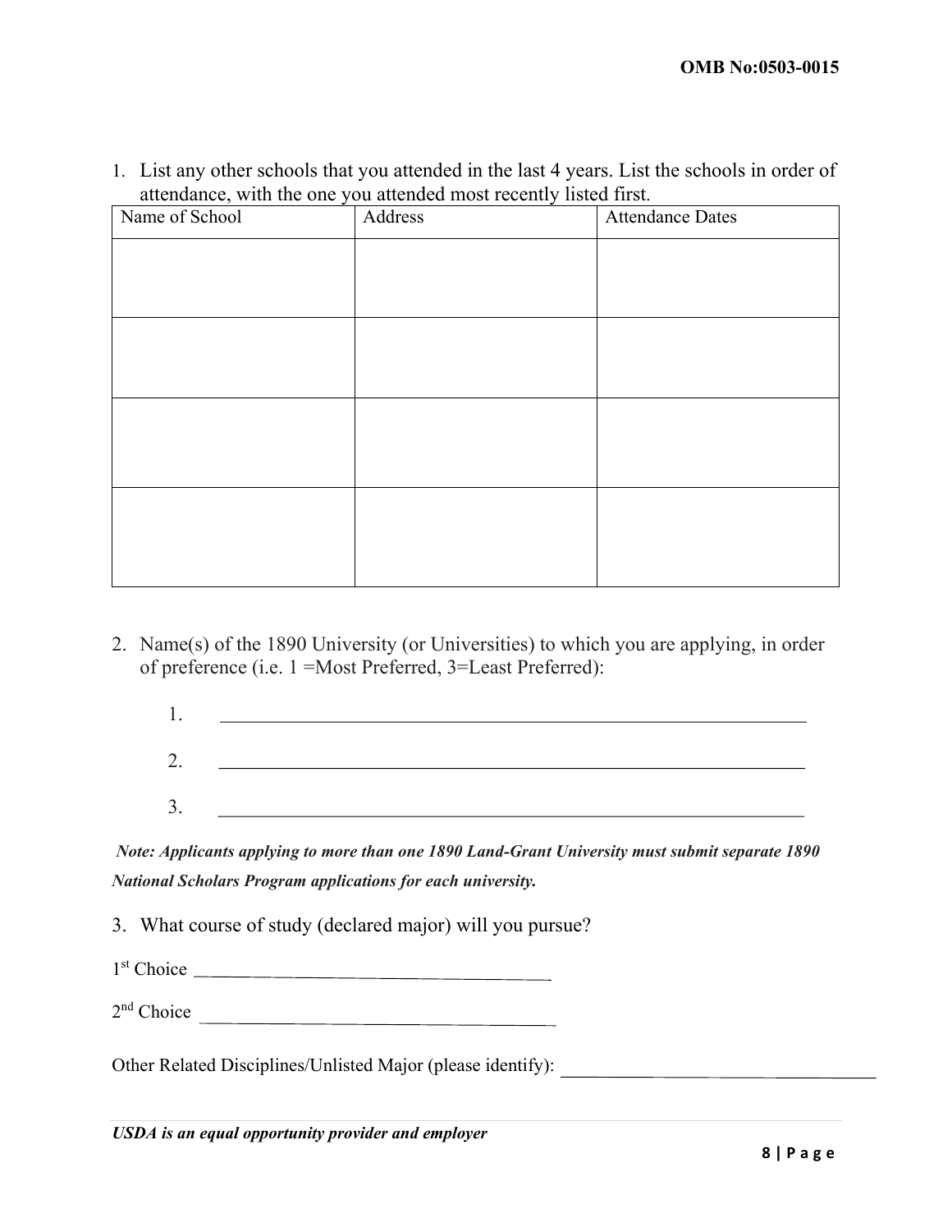1. List any other schools that you attended in the last 4 years. List the schools in order of attendance, with the one you attended most recently listed first.

| Name of School | Address | Attendance Dates |
|---|---|---|
| | | |
| | | |
| | | |
| | | |

2. Name(s) of the 1890 University (or Universities) to which you are applying, in order of preference (i.e. 1 =Most Preferred, 3=Least Preferred):

   1. ______________________________________________________________

   2. ______________________________________________________________

   3. ______________________________________________________________

***Note: Applicants applying to more than one 1890 Land-Grant University must submit separate 1890 National Scholars Program applications for each university.***

3. What course of study (declared major) will you pursue?

1st Choice ________________________________________

2nd Choice ________________________________________

Other Related Disciplines/Unlisted Major (please identify): ____________________________________

***USDA is an equal opportunity provider and employer***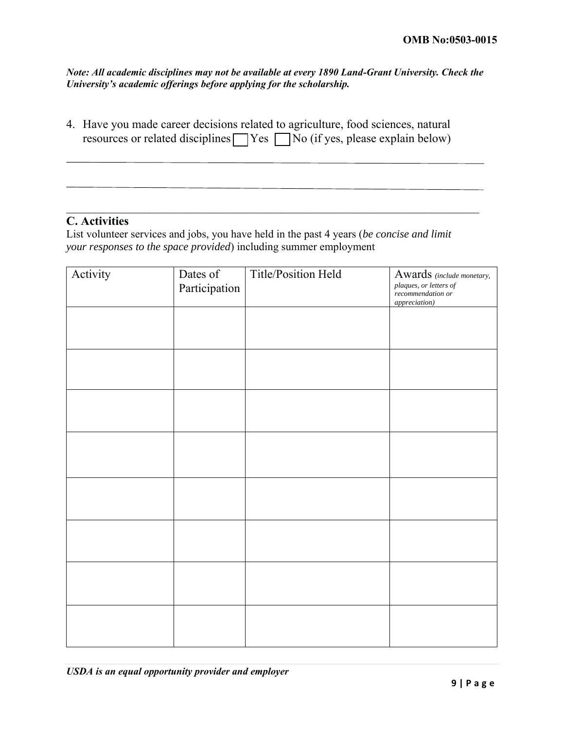*Note: All academic disciplines may not be available at every 1890 Land-Grant University. Check the University's academic offerings before applying for the scholarship.*

4. Have you made career decisions related to agriculture, food sciences, natural resources or related disciplines ☐ Yes ☐ No (if yes, please explain below)

______________________________________________________________________________

______________________________________________________________________________

______________________________________________________________________________

## C. Activities

List volunteer services and jobs, you have held in the past 4 years (*be concise and limit your responses to the space provided*) including summer employment

| Activity | Dates of Participation | Title/Position Held | Awards *(include monetary, plaques, or letters of recommendation or appreciation)* |
|---|---|---|---|
| | | | |
| | | | |
| | | | |
| | | | |
| | | | |
| | | | |
| | | | |
| | | | |

*USDA is an equal opportunity provider and employer*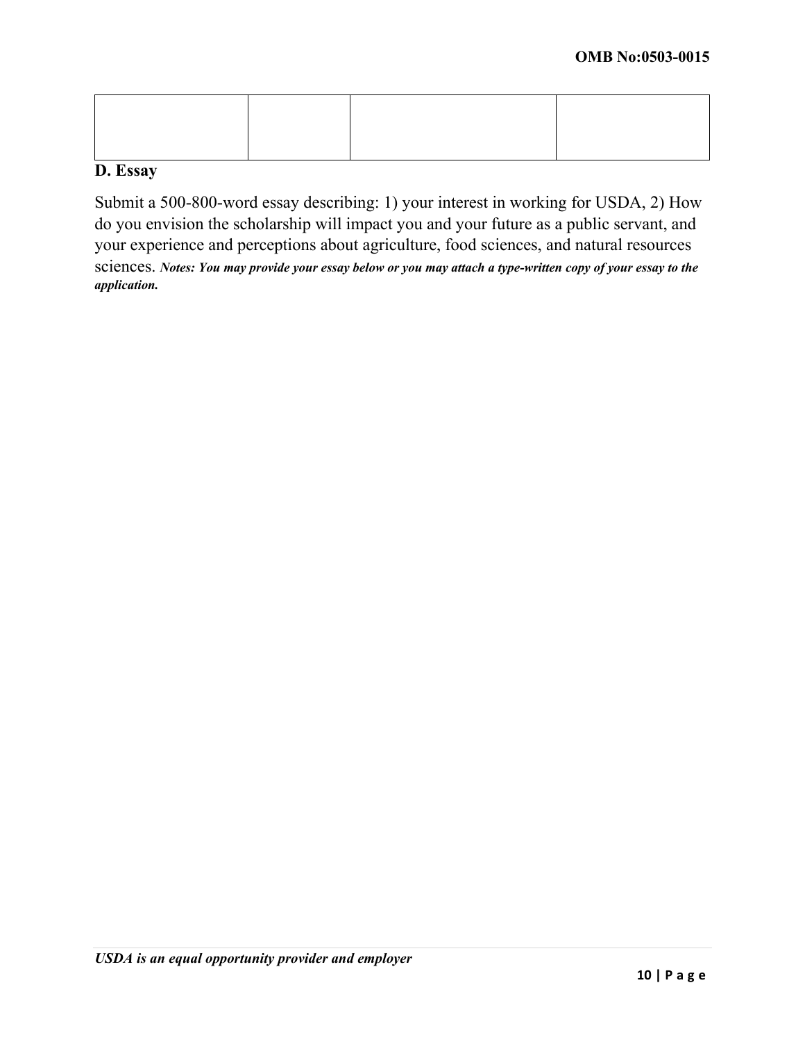| | | | |
|---|---|---|---|
| | | | |

**D. Essay**

Submit a 500-800-word essay describing: 1) your interest in working for USDA, 2) How do you envision the scholarship will impact you and your future as a public servant, and your experience and perceptions about agriculture, food sciences, and natural resources sciences. ***Notes: You may provide your essay below or you may attach a type-written copy of your essay to the application.***

*USDA is an equal opportunity provider and employer*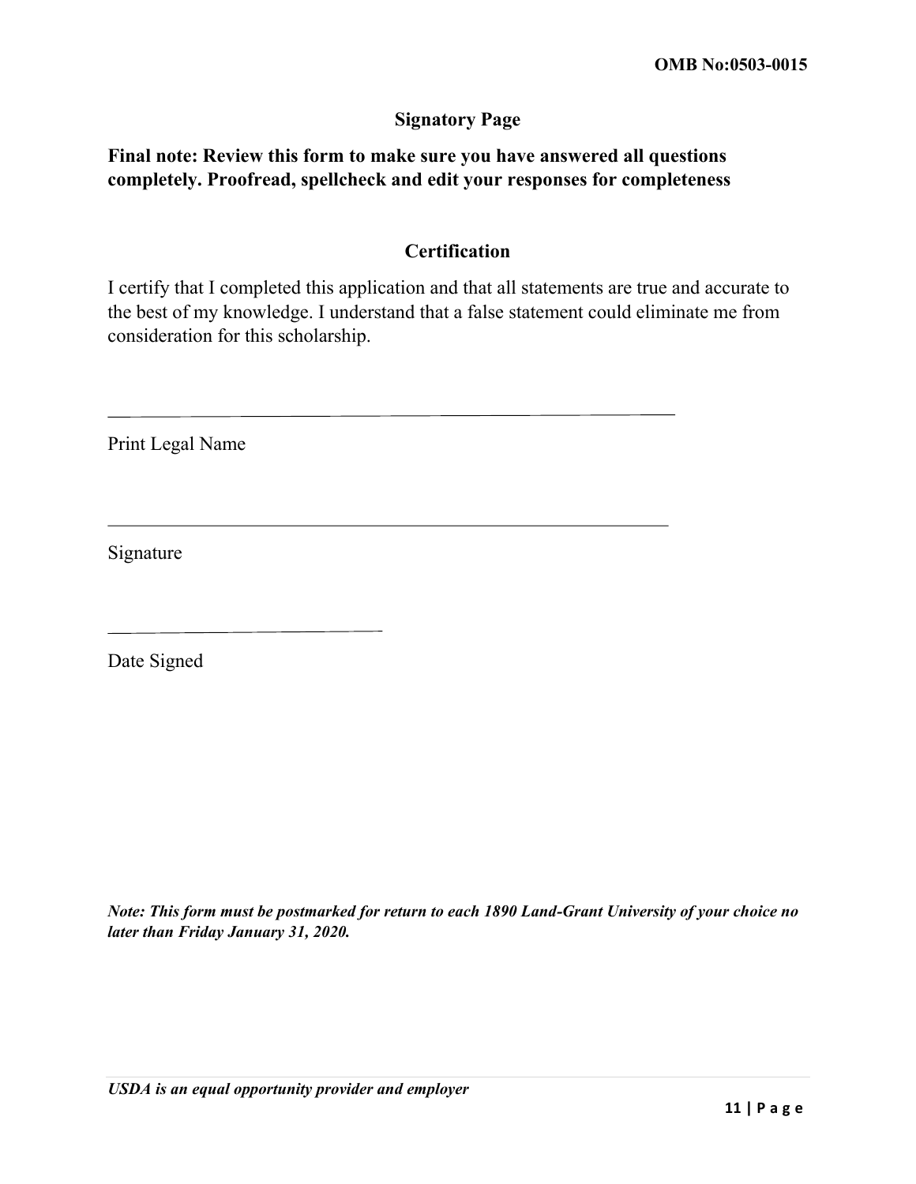## Signatory Page

**Final note: Review this form to make sure you have answered all questions completely. Proofread, spellcheck and edit your responses for completeness**

### Certification

I certify that I completed this application and that all statements are true and accurate to the best of my knowledge. I understand that a false statement could eliminate me from consideration for this scholarship.

______________________________________________

Print Legal Name

______________________________________________

Signature

______________________

Date Signed

***Note: This form must be postmarked for return to each 1890 Land-Grant University of your choice no later than Friday January 31, 2020.***

***USDA is an equal opportunity provider and employer***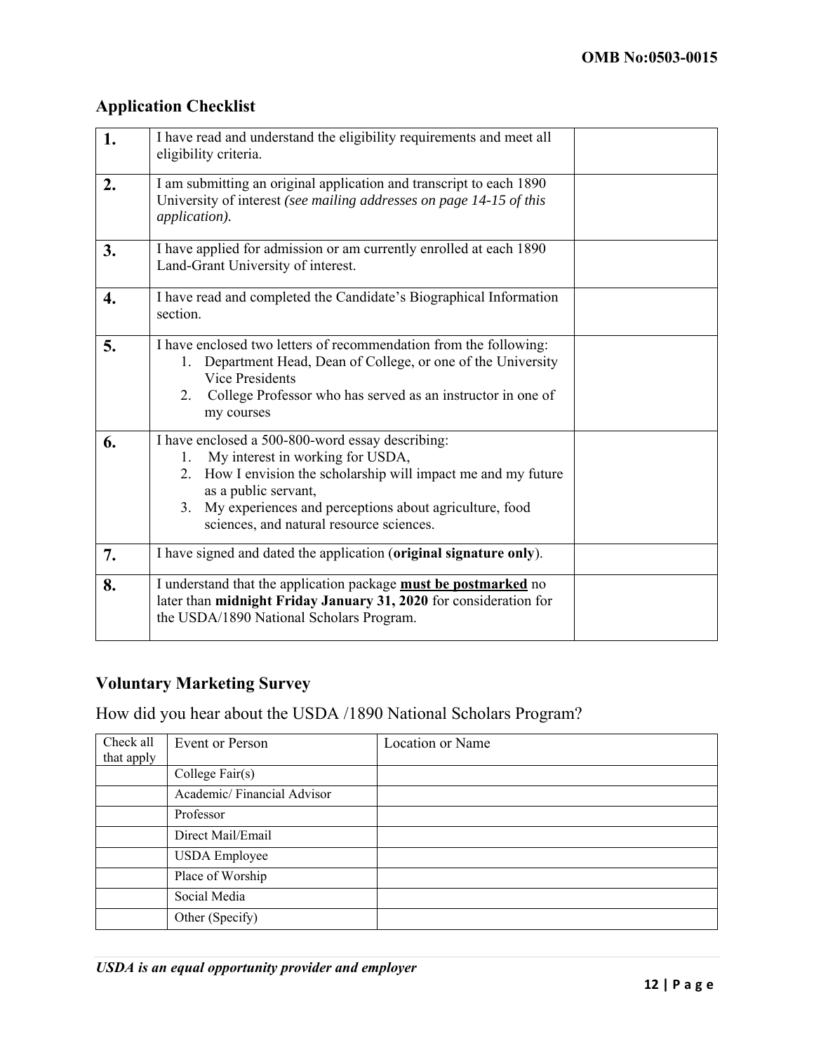## Application Checklist

| | | |
|---|---|---|
| **1.** | I have read and understand the eligibility requirements and meet all eligibility criteria. | |
| **2.** | I am submitting an original application and transcript to each 1890 University of interest *(see mailing addresses on page 14-15 of this application).* | |
| **3.** | I have applied for admission or am currently enrolled at each 1890 Land-Grant University of interest. | |
| **4.** | I have read and completed the Candidate's Biographical Information section. | |
| **5.** | I have enclosed two letters of recommendation from the following:<br>1. Department Head, Dean of College, or one of the University Vice Presidents<br>2. College Professor who has served as an instructor in one of my courses | |
| **6.** | I have enclosed a 500-800-word essay describing:<br>1. My interest in working for USDA,<br>2. How I envision the scholarship will impact me and my future as a public servant,<br>3. My experiences and perceptions about agriculture, food sciences, and natural resource sciences. | |
| **7.** | I have signed and dated the application (**original signature only**). | |
| **8.** | I understand that the application package <u>**must be postmarked**</u> no later than **midnight Friday January 31, 2020** for consideration for the USDA/1890 National Scholars Program. | |

## Voluntary Marketing Survey

How did you hear about the USDA /1890 National Scholars Program?

| Check all that apply | Event or Person | Location or Name |
|---|---|---|
| | College Fair(s) | |
| | Academic/ Financial Advisor | |
| | Professor | |
| | Direct Mail/Email | |
| | USDA Employee | |
| | Place of Worship | |
| | Social Media | |
| | Other (Specify) | |

***USDA is an equal opportunity provider and employer***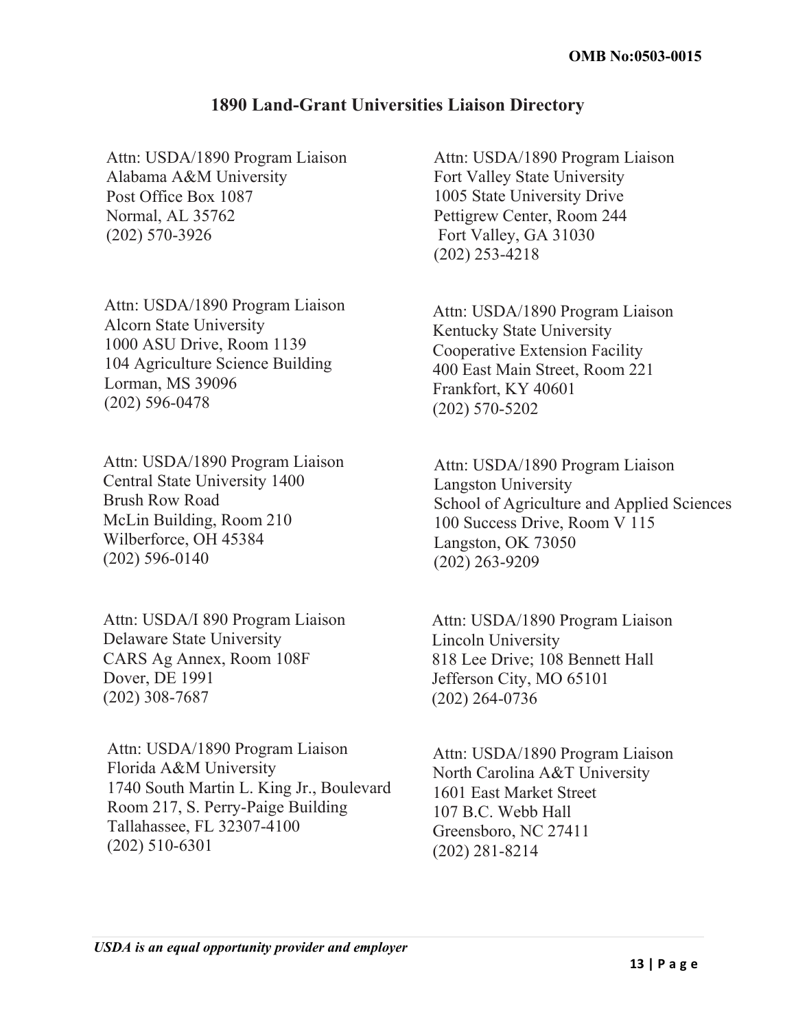## 1890 Land-Grant Universities Liaison Directory

Attn: USDA/1890 Program Liaison
Alabama A&M University
Post Office Box 1087
Normal, AL 35762
(202) 570-3926

Attn: USDA/1890 Program Liaison
Alcorn State University
1000 ASU Drive, Room 1139
104 Agriculture Science Building
Lorman, MS 39096
(202) 596-0478

Attn: USDA/1890 Program Liaison
Central State University 1400
Brush Row Road
McLin Building, Room 210
Wilberforce, OH 45384
(202) 596-0140

Attn: USDA/I 890 Program Liaison
Delaware State University
CARS Ag Annex, Room 108F
Dover, DE 1991
(202) 308-7687

Attn: USDA/1890 Program Liaison
Florida A&M University
1740 South Martin L. King Jr., Boulevard
Room 217, S. Perry-Paige Building
Tallahassee, FL 32307-4100
(202) 510-6301

Attn: USDA/1890 Program Liaison
Fort Valley State University
1005 State University Drive
Pettigrew Center, Room 244
Fort Valley, GA 31030
(202) 253-4218

Attn: USDA/1890 Program Liaison
Kentucky State University
Cooperative Extension Facility
400 East Main Street, Room 221
Frankfort, KY 40601
(202) 570-5202

Attn: USDA/1890 Program Liaison
Langston University
School of Agriculture and Applied Sciences
100 Success Drive, Room V 115
Langston, OK 73050
(202) 263-9209

Attn: USDA/1890 Program Liaison
Lincoln University
818 Lee Drive; 108 Bennett Hall
Jefferson City, MO 65101
(202) 264-0736

Attn: USDA/1890 Program Liaison
North Carolina A&T University
1601 East Market Street
107 B.C. Webb Hall
Greensboro, NC 27411
(202) 281-8214

*USDA is an equal opportunity provider and employer*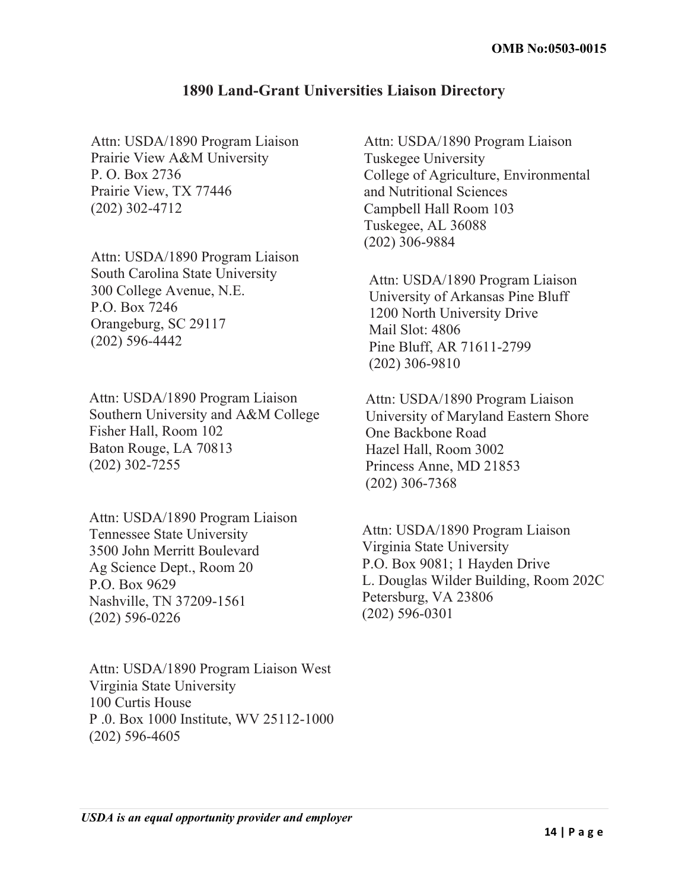## 1890 Land-Grant Universities Liaison Directory

Attn: USDA/1890 Program Liaison
Prairie View A&M University
P. O. Box 2736
Prairie View, TX 77446
(202) 302-4712

Attn: USDA/1890 Program Liaison
South Carolina State University
300 College Avenue, N.E.
P.O. Box 7246
Orangeburg, SC 29117
(202) 596-4442

Attn: USDA/1890 Program Liaison
Southern University and A&M College
Fisher Hall, Room 102
Baton Rouge, LA 70813
(202) 302-7255

Attn: USDA/1890 Program Liaison
Tennessee State University
3500 John Merritt Boulevard
Ag Science Dept., Room 20
P.O. Box 9629
Nashville, TN 37209-1561
(202) 596-0226

Attn: USDA/1890 Program Liaison West
Virginia State University
100 Curtis House
P .0. Box 1000 Institute, WV 25112-1000
(202) 596-4605

Attn: USDA/1890 Program Liaison
Tuskegee University
College of Agriculture, Environmental and Nutritional Sciences
Campbell Hall Room 103
Tuskegee, AL 36088
(202) 306-9884

Attn: USDA/1890 Program Liaison
University of Arkansas Pine Bluff
1200 North University Drive
Mail Slot: 4806
Pine Bluff, AR 71611-2799
(202) 306-9810

Attn: USDA/1890 Program Liaison
University of Maryland Eastern Shore
One Backbone Road
Hazel Hall, Room 3002
Princess Anne, MD 21853
(202) 306-7368

Attn: USDA/1890 Program Liaison
Virginia State University
P.O. Box 9081; 1 Hayden Drive
L. Douglas Wilder Building, Room 202C
Petersburg, VA 23806
(202) 596-0301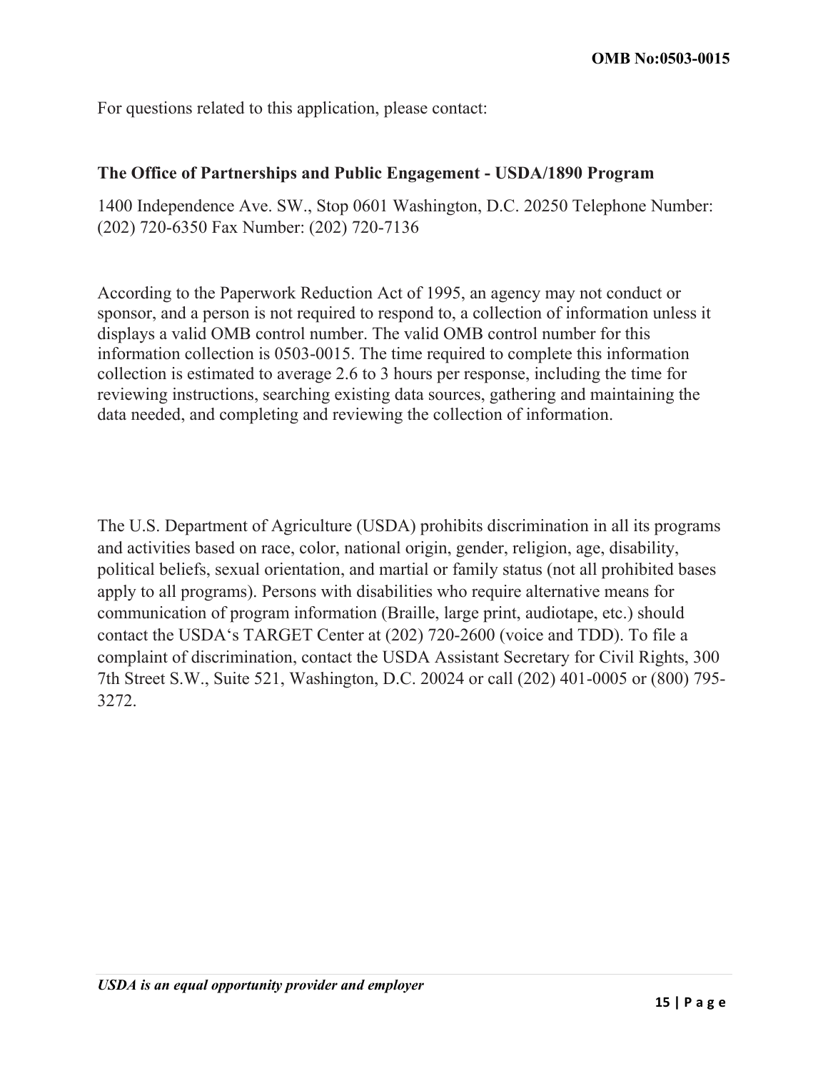For questions related to this application, please contact:

**The Office of Partnerships and Public Engagement - USDA/1890 Program**

1400 Independence Ave. SW., Stop 0601 Washington, D.C. 20250 Telephone Number: (202) 720-6350 Fax Number: (202) 720-7136

According to the Paperwork Reduction Act of 1995, an agency may not conduct or sponsor, and a person is not required to respond to, a collection of information unless it displays a valid OMB control number. The valid OMB control number for this information collection is 0503-0015. The time required to complete this information collection is estimated to average 2.6 to 3 hours per response, including the time for reviewing instructions, searching existing data sources, gathering and maintaining the data needed, and completing and reviewing the collection of information.

The U.S. Department of Agriculture (USDA) prohibits discrimination in all its programs and activities based on race, color, national origin, gender, religion, age, disability, political beliefs, sexual orientation, and martial or family status (not all prohibited bases apply to all programs). Persons with disabilities who require alternative means for communication of program information (Braille, large print, audiotape, etc.) should contact the USDA's TARGET Center at (202) 720-2600 (voice and TDD). To file a complaint of discrimination, contact the USDA Assistant Secretary for Civil Rights, 300 7th Street S.W., Suite 521, Washington, D.C. 20024 or call (202) 401-0005 or (800) 795-3272.